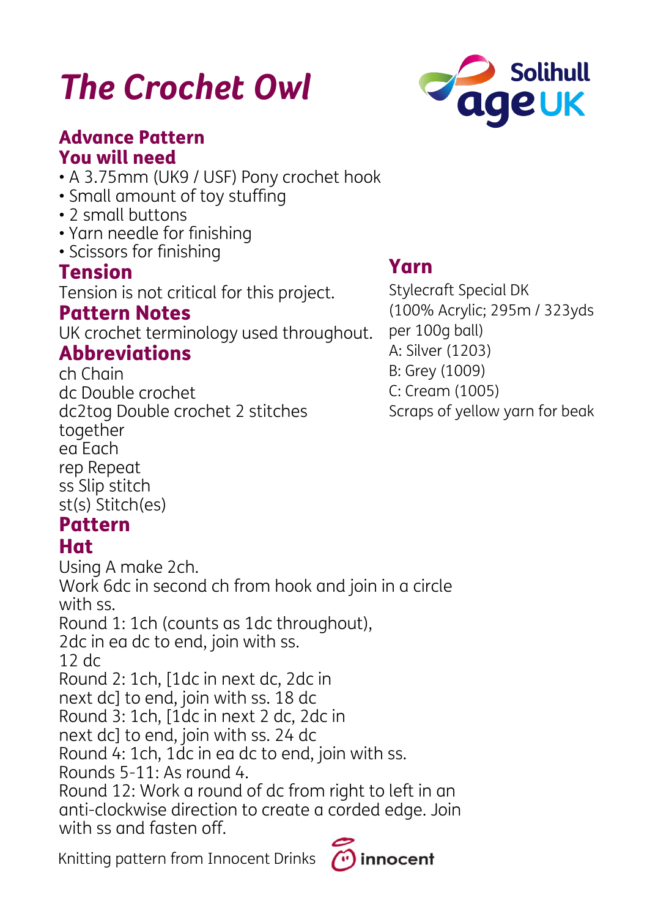# The Crochet Owl

## Advance Pattern

## You will need

- A 3.75mm (UK9 / USF) Pony crochet hook
- Small amount of toy stuffing
- 2 small buttons
- Yarn needle for finishing
- Scissors for finishing

## Tension

Tension is not critical for this project.

## Pattern Notes

UK crochet terminology used throughout.

## Abbreviations

ch Chain
dc Double crochet
dc2tog Double crochet 2 stitches together
ea Each
rep Repeat
ss Slip stitch
st(s) Stitch(es)

## Yarn

Stylecraft Special DK
(100% Acrylic; 295m / 323yds per 100g ball)
A: Silver (1203)
B: Grey (1009)
C: Cream (1005)
Scraps of yellow yarn for beak

## Pattern

## Hat

Using A make 2ch.
Work 6dc in second ch from hook and join in a circle with ss.
Round 1: 1ch (counts as 1dc throughout), 2dc in ea dc to end, join with ss.
12 dc
Round 2: 1ch, [1dc in next dc, 2dc in next dc] to end, join with ss. 18 dc
Round 3: 1ch, [1dc in next 2 dc, 2dc in next dc] to end, join with ss. 24 dc
Round 4: 1ch, 1dc in ea dc to end, join with ss.
Rounds 5-11: As round 4.
Round 12: Work a round of dc from right to left in an anti-clockwise direction to create a corded edge. Join with ss and fasten off.

Knitting pattern from Innocent Drinks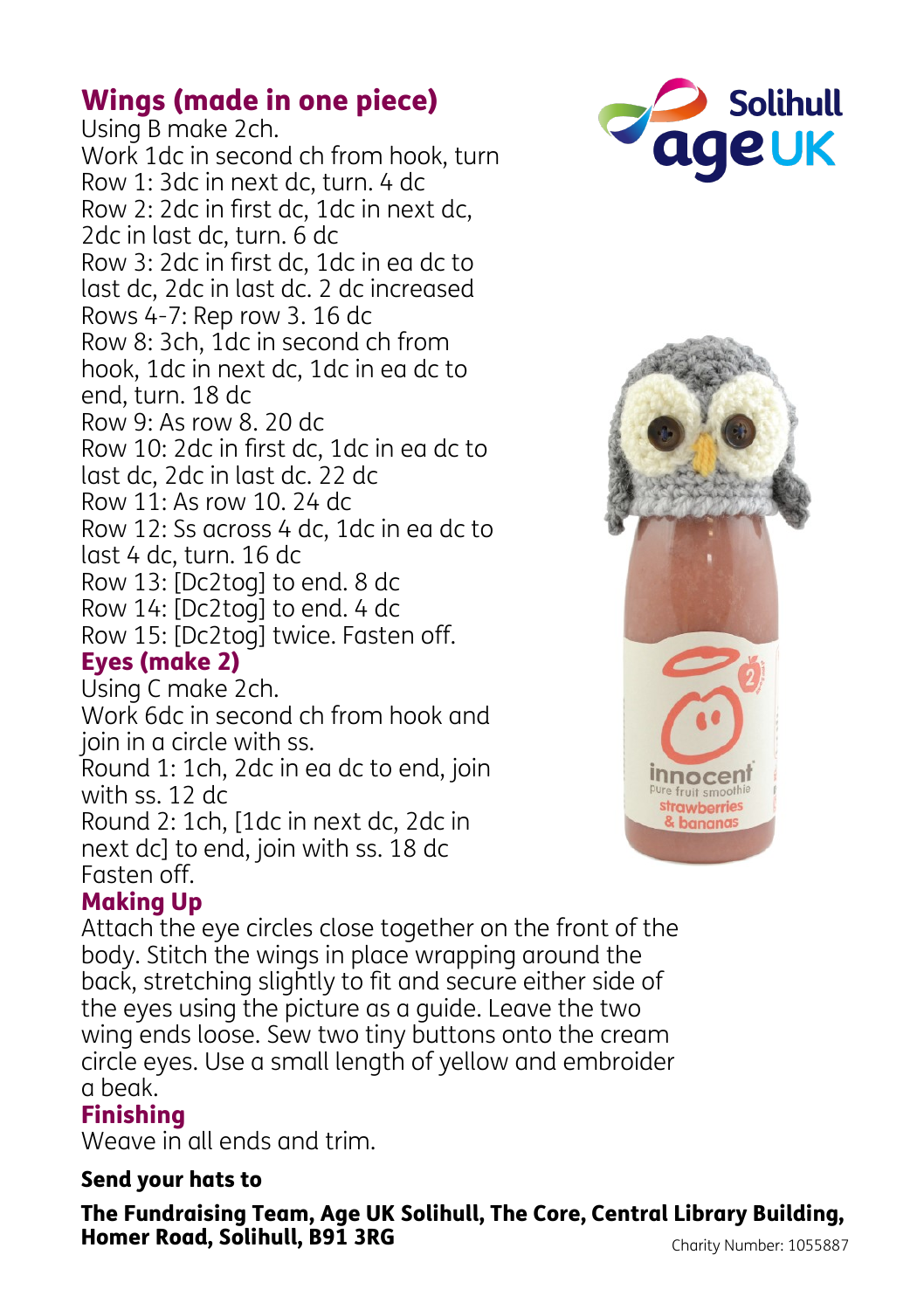## Wings (made in one piece)

Using B make 2ch.
Work 1dc in second ch from hook, turn
Row 1: 3dc in next dc, turn. 4 dc
Row 2: 2dc in first dc, 1dc in next dc, 2dc in last dc, turn. 6 dc
Row 3: 2dc in first dc, 1dc in ea dc to last dc, 2dc in last dc. 2 dc increased
Rows 4-7: Rep row 3. 16 dc
Row 8: 3ch, 1dc in second ch from hook, 1dc in next dc, 1dc in ea dc to end, turn. 18 dc
Row 9: As row 8. 20 dc
Row 10: 2dc in first dc, 1dc in ea dc to last dc, 2dc in last dc. 22 dc
Row 11: As row 10. 24 dc
Row 12: Ss across 4 dc, 1dc in ea dc to last 4 dc, turn. 16 dc
Row 13: [Dc2tog] to end. 8 dc
Row 14: [Dc2tog] to end. 4 dc
Row 15: [Dc2tog] twice. Fasten off.

## Eyes (make 2)

Using C make 2ch.
Work 6dc in second ch from hook and join in a circle with ss.
Round 1: 1ch, 2dc in ea dc to end, join with ss. 12 dc
Round 2: 1ch, [1dc in next dc, 2dc in next dc] to end, join with ss. 18 dc
Fasten off.

## Making Up

Attach the eye circles close together on the front of the body. Stitch the wings in place wrapping around the back, stretching slightly to fit and secure either side of the eyes using the picture as a guide. Leave the two wing ends loose. Sew two tiny buttons onto the cream circle eyes. Use a small length of yellow and embroider a beak.

## Finishing

Weave in all ends and trim.

**Send your hats to**

**The Fundraising Team, Age UK Solihull, The Core, Central Library Building, Homer Road, Solihull, B91 3RG**

Charity Number: 1055887